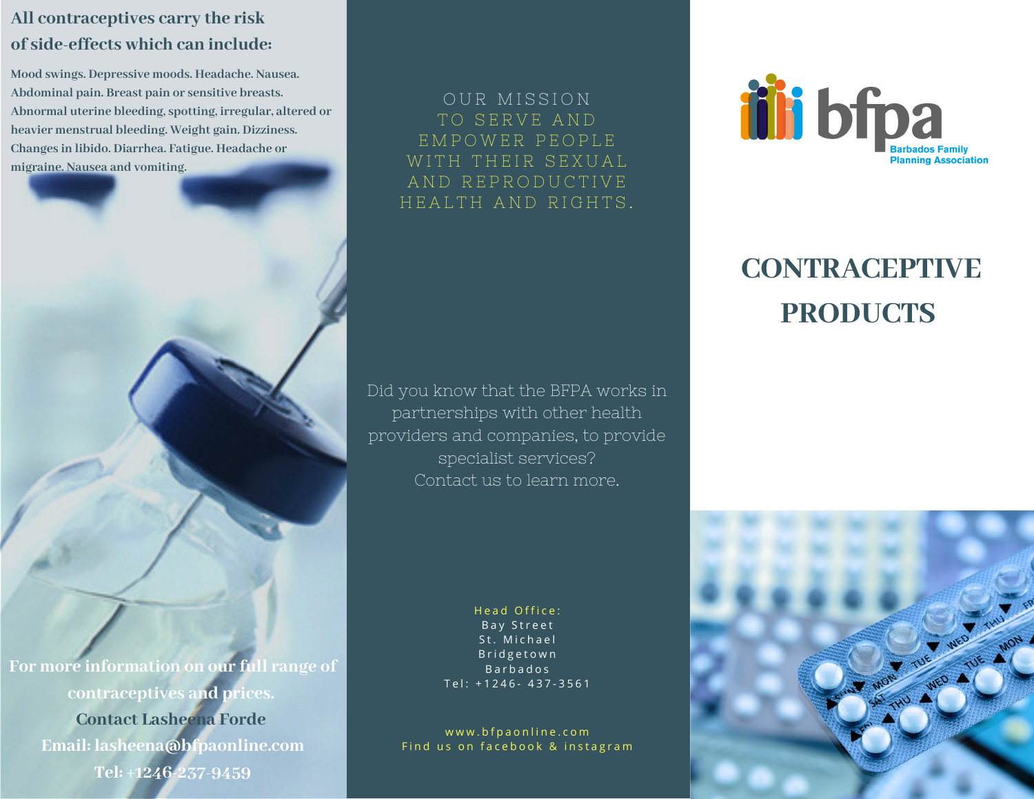## All contraceptives carry the risk of side-effects which can include:

Mood swings. Depressive moods. Headache. Nausea. Abdominal pain. Breast pain or sensitive breasts. Abnormal uterine bleeding, spotting, irregular, altered or heavier menstrual bleeding. Weight gain. Dizziness. Changes in libido. Diarrhea. Fatigue. Headache or migraine. Nausea and vomiting.

**For more information on our full range of contraceptives and prices.**
**Contact Lasheena Forde**
**Email: lasheena@bfpaonline.com**
**Tel: +1246-237-9459**

OUR MISSION
TO SERVE AND EMPOWER PEOPLE WITH THEIR SEXUAL AND REPRODUCTIVE HEALTH AND RIGHTS.

Did you know that the BFPA works in partnerships with other health providers and companies, to provide specialist services?
Contact us to learn more.

Head Office:
Bay Street
St. Michael
Bridgetown
Barbados
Tel: +1246- 437-3561

www.bfpaonline.com
Find us on facebook & instagram

bfpa
Barbados Family Planning Association

# CONTRACEPTIVE PRODUCTS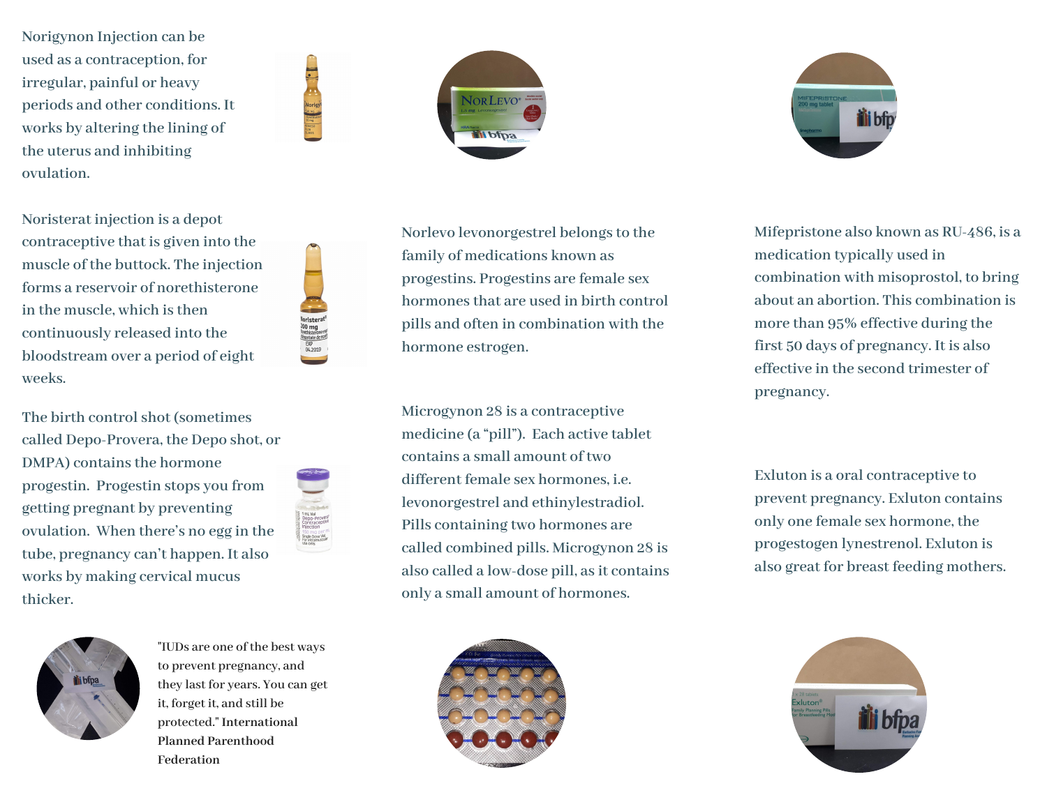Norigynon Injection can be used as a contraception, for irregular, painful or heavy periods and other conditions. It works by altering the lining of the uterus and inhibiting ovulation.

Noristerat injection is a depot contraceptive that is given into the muscle of the buttock. The injection forms a reservoir of norethisterone in the muscle, which is then continuously released into the bloodstream over a period of eight weeks.

The birth control shot (sometimes called Depo-Provera, the Depo shot, or DMPA) contains the hormone progestin. Progestin stops you from getting pregnant by preventing ovulation. When there's no egg in the tube, pregnancy can't happen. It also works by making cervical mucus thicker.

"IUDs are one of the best ways to prevent pregnancy, and they last for years. You can get it, forget it, and still be protected." **International Planned Parenthood Federation**

Norlevo levonorgestrel belongs to the family of medications known as progestins. Progestins are female sex hormones that are used in birth control pills and often in combination with the hormone estrogen.

Microgynon 28 is a contraceptive medicine (a "pill"). Each active tablet contains a small amount of two different female sex hormones, i.e. levonorgestrel and ethinylestradiol. Pills containing two hormones are called combined pills. Microgynon 28 is also called a low-dose pill, as it contains only a small amount of hormones.

Mifepristone also known as RU-486, is a medication typically used in combination with misoprostol, to bring about an abortion. This combination is more than 95% effective during the first 50 days of pregnancy. It is also effective in the second trimester of pregnancy.

Exluton is a oral contraceptive to prevent pregnancy. Exluton contains only one female sex hormone, the progestogen lynestrenol. Exluton is also great for breast feeding mothers.